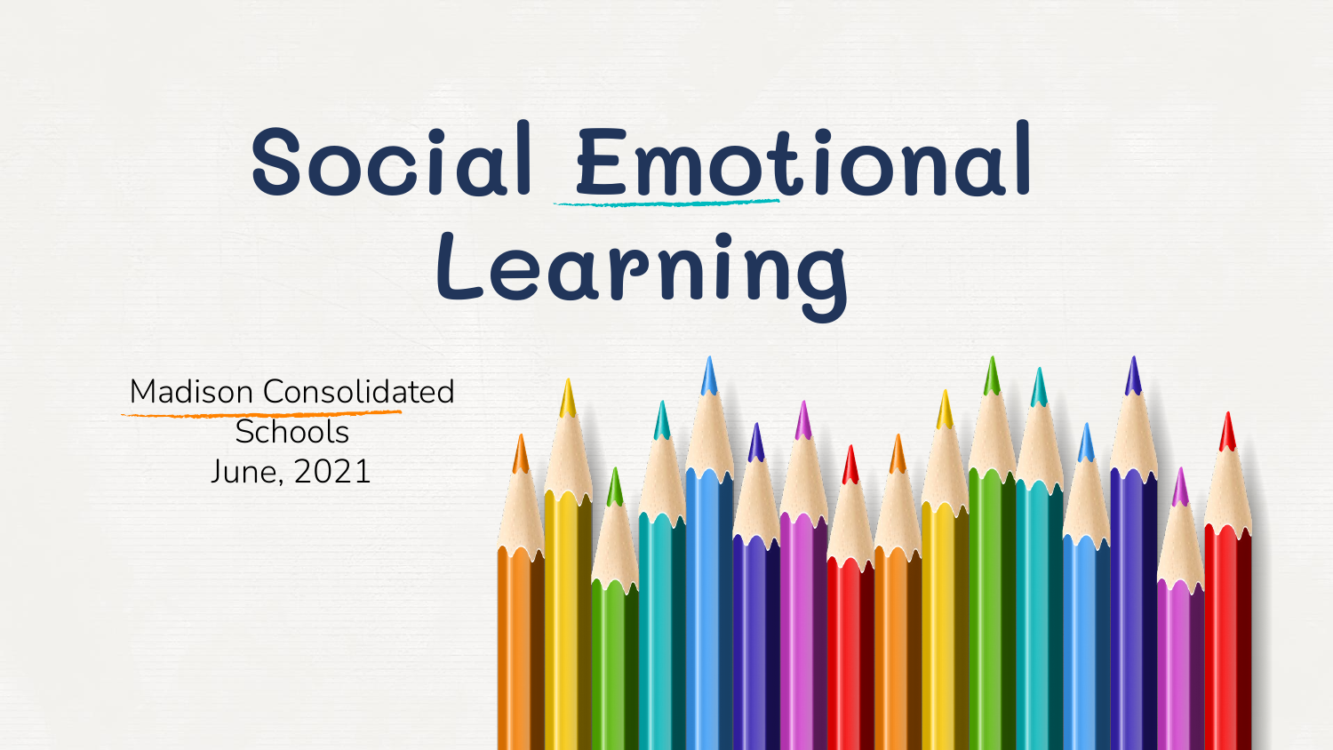# Social Emotional Learning

Madison Consolidated Schools
June, 2021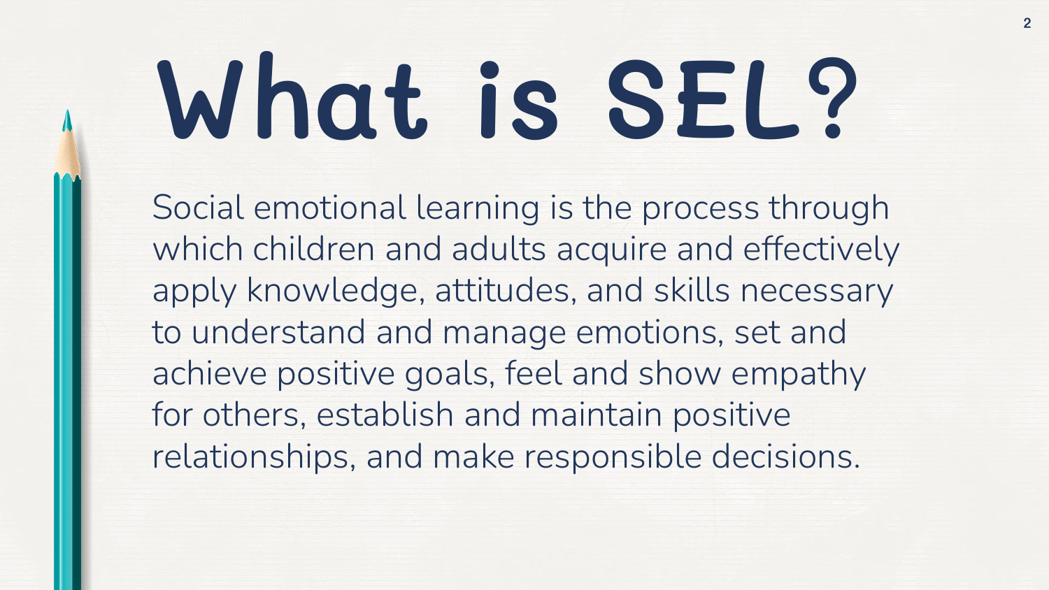# What is SEL?

Social emotional learning is the process through which children and adults acquire and effectively apply knowledge, attitudes, and skills necessary to understand and manage emotions, set and achieve positive goals, feel and show empathy for others, establish and maintain positive relationships, and make responsible decisions.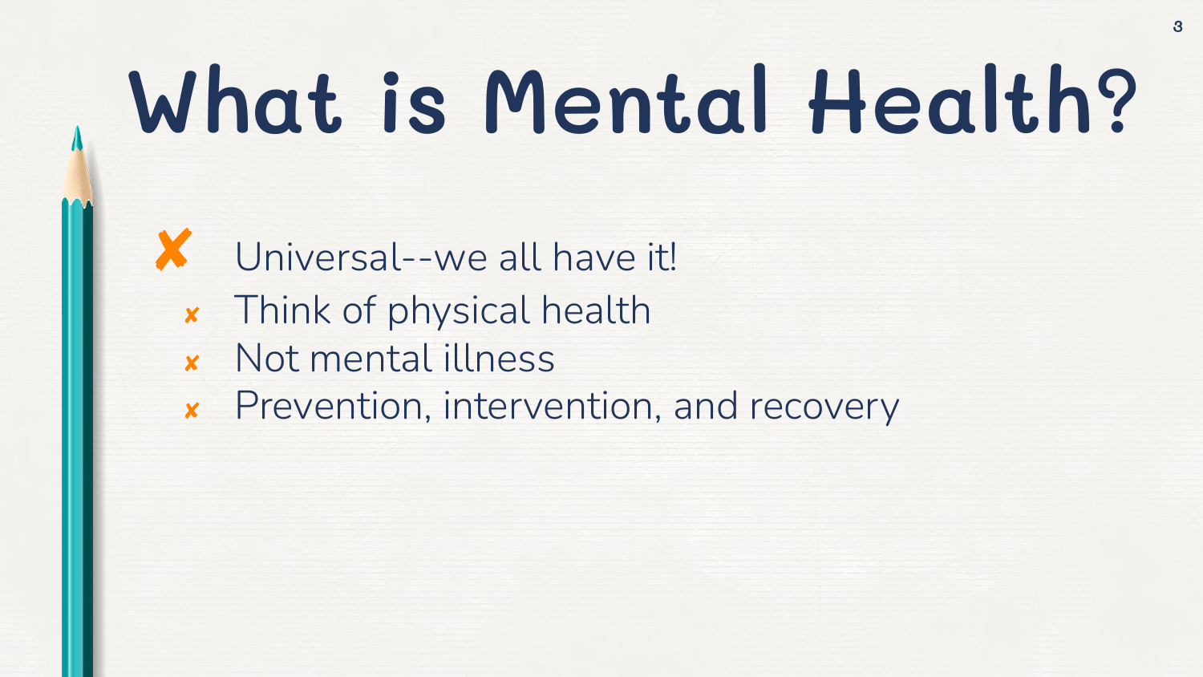# What is Mental Health?

- Universal--we all have it!
  - Think of physical health
  - Not mental illness
  - Prevention, intervention, and recovery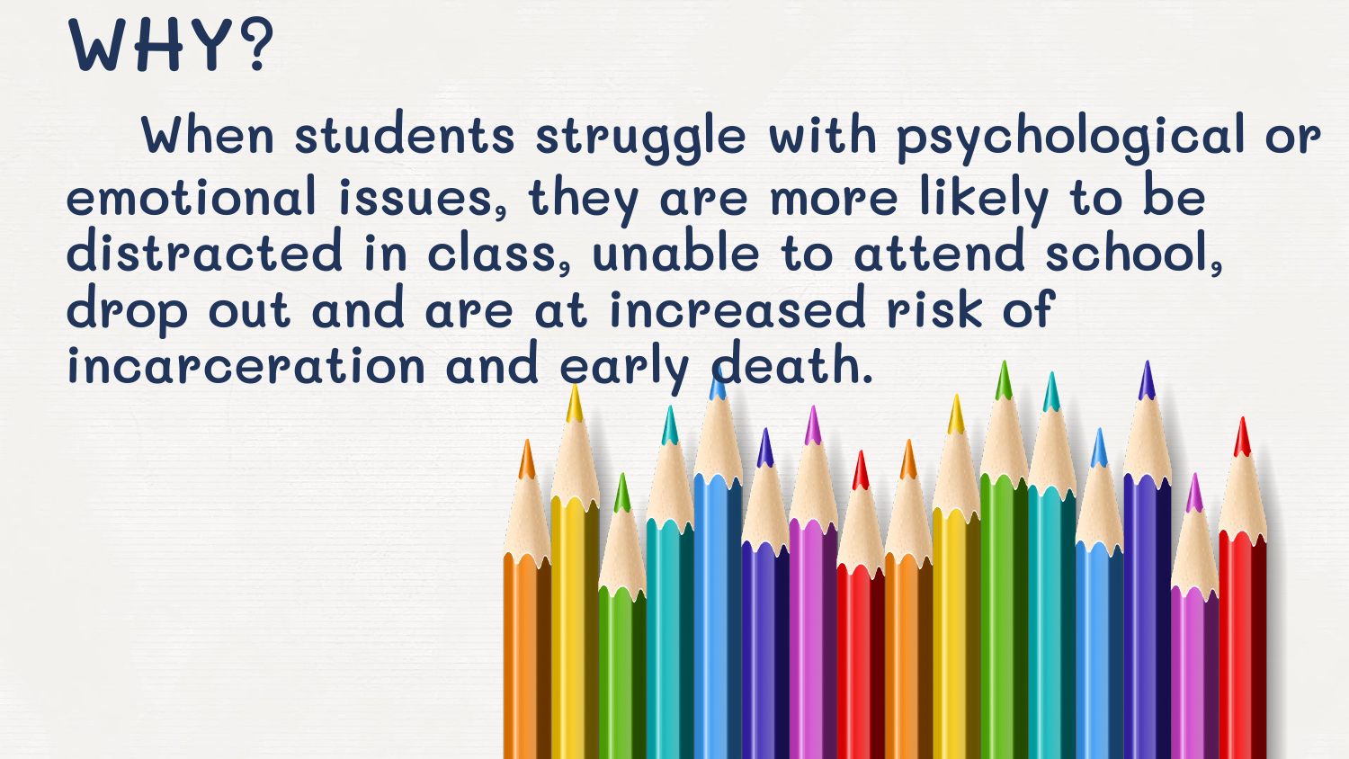# WHY?

When students struggle with psychological or emotional issues, they are more likely to be distracted in class, unable to attend school, drop out and are at increased risk of incarceration and early death.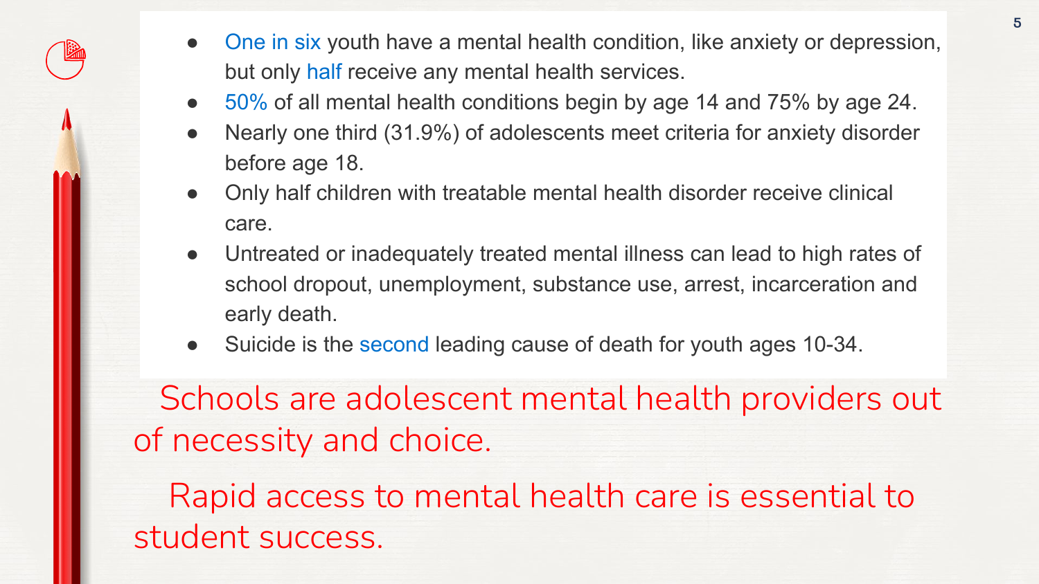- One in six youth have a mental health condition, like anxiety or depression, but only half receive any mental health services.
- 50% of all mental health conditions begin by age 14 and 75% by age 24.
- Nearly one third (31.9%) of adolescents meet criteria for anxiety disorder before age 18.
- Only half children with treatable mental health disorder receive clinical care.
- Untreated or inadequately treated mental illness can lead to high rates of school dropout, unemployment, substance use, arrest, incarceration and early death.
- Suicide is the second leading cause of death for youth ages 10-34.

Schools are adolescent mental health providers out of necessity and choice.

Rapid access to mental health care is essential to student success.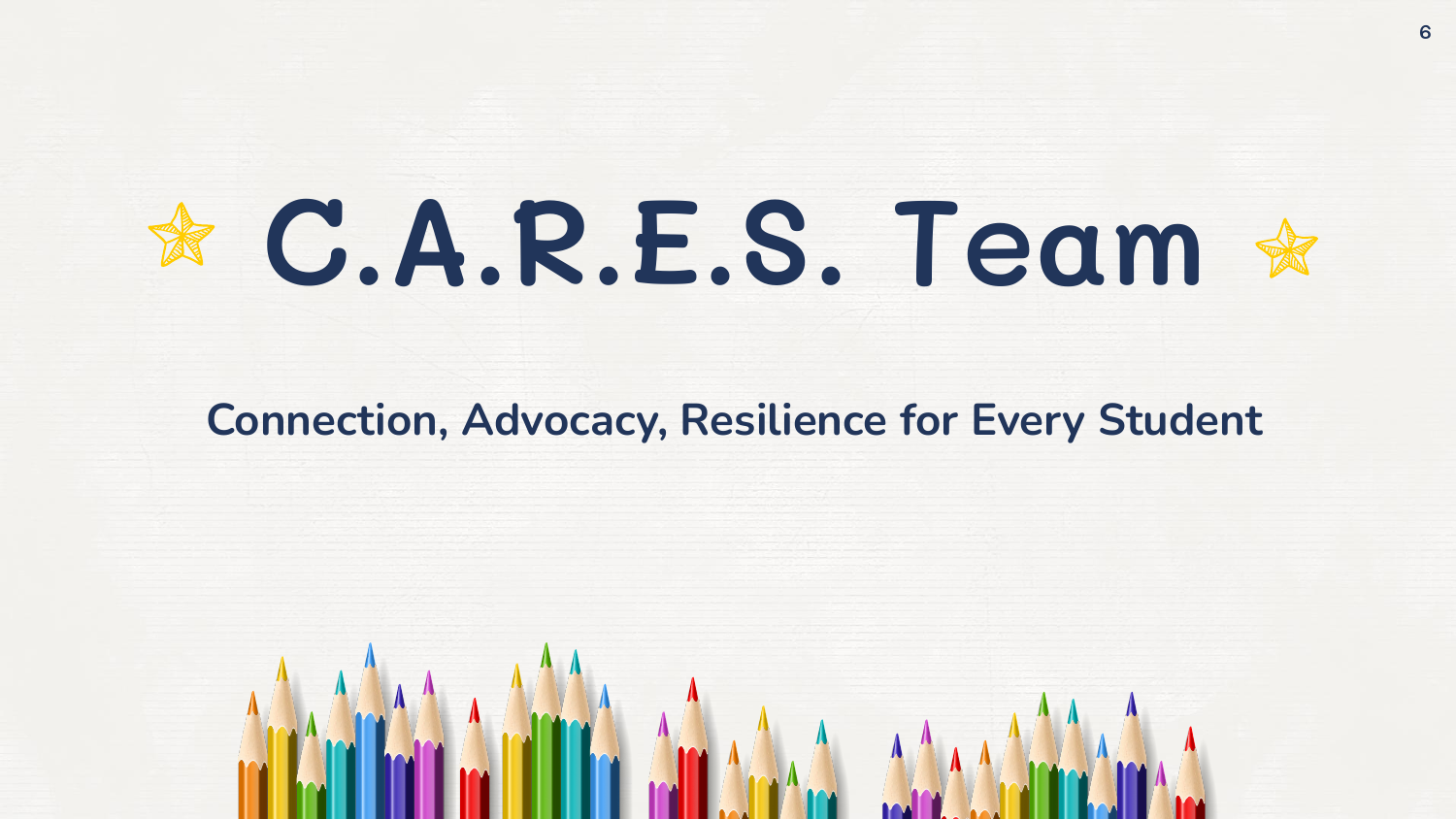# C.A.R.E.S. Team

## Connection, Advocacy, Resilience for Every Student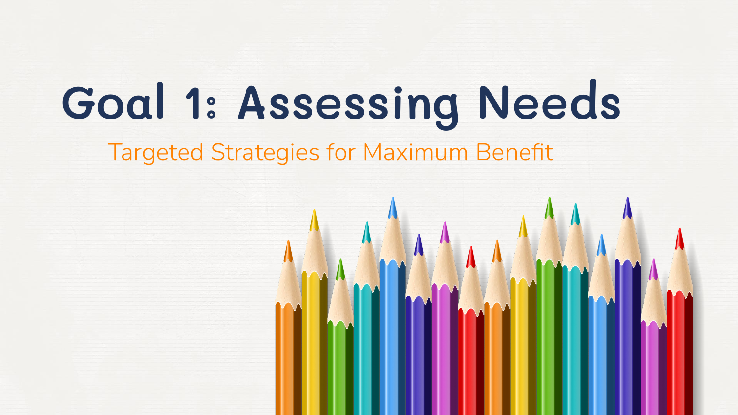# Goal 1: Assessing Needs

Targeted Strategies for Maximum Benefit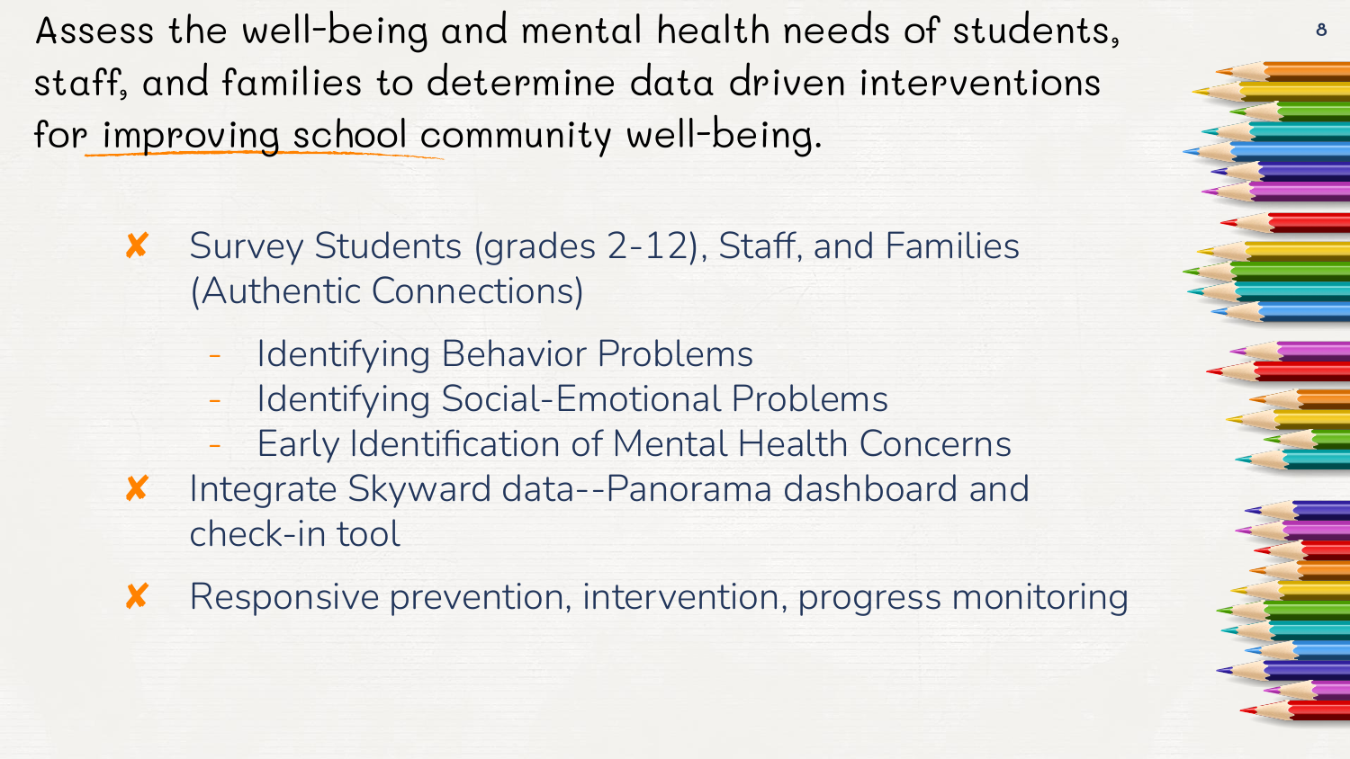# Assess the well-being and mental health needs of students, staff, and families to determine data driven interventions for improving school community well-being.

- Survey Students (grades 2-12), Staff, and Families (Authentic Connections)
  - Identifying Behavior Problems
  - Identifying Social-Emotional Problems
  - Early Identification of Mental Health Concerns
- Integrate Skyward data--Panorama dashboard and check-in tool
- Responsive prevention, intervention, progress monitoring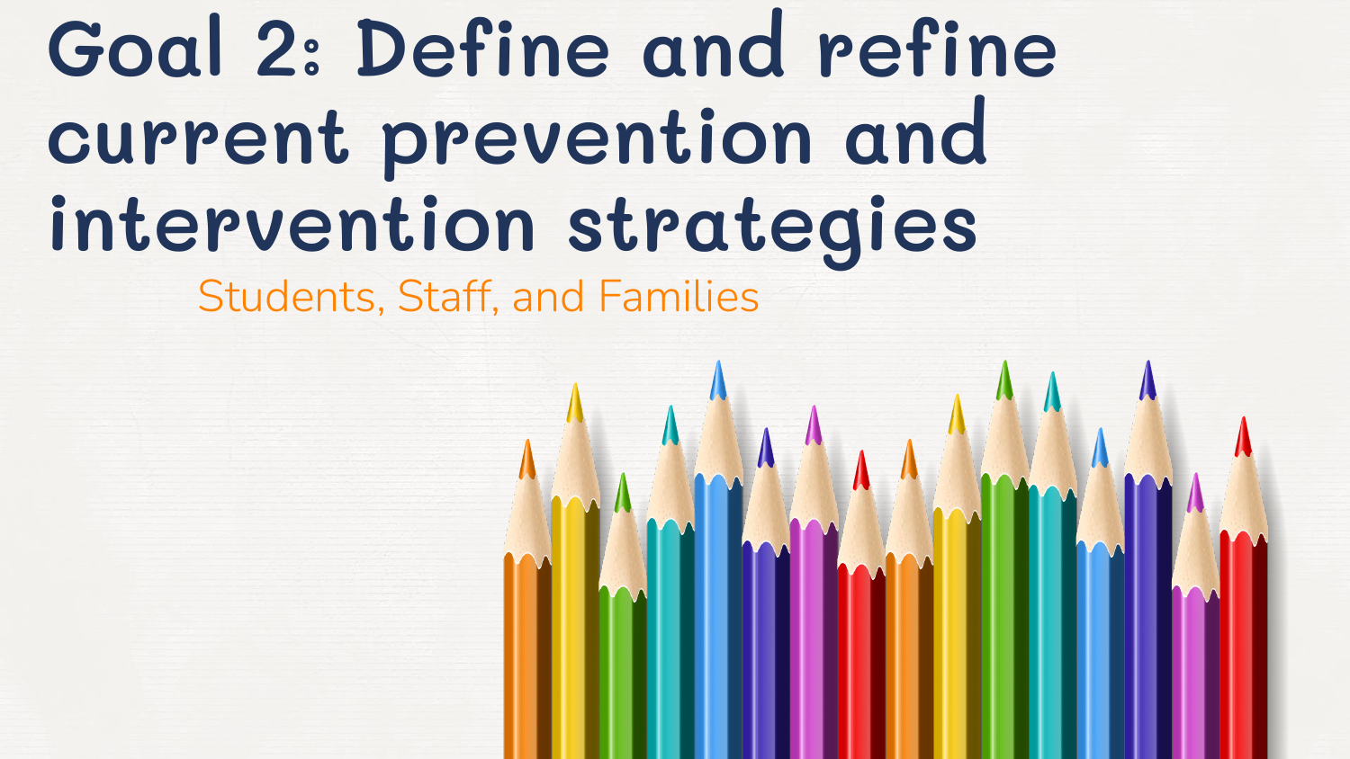# Goal 2: Define and refine current prevention and intervention strategies

Students, Staff, and Families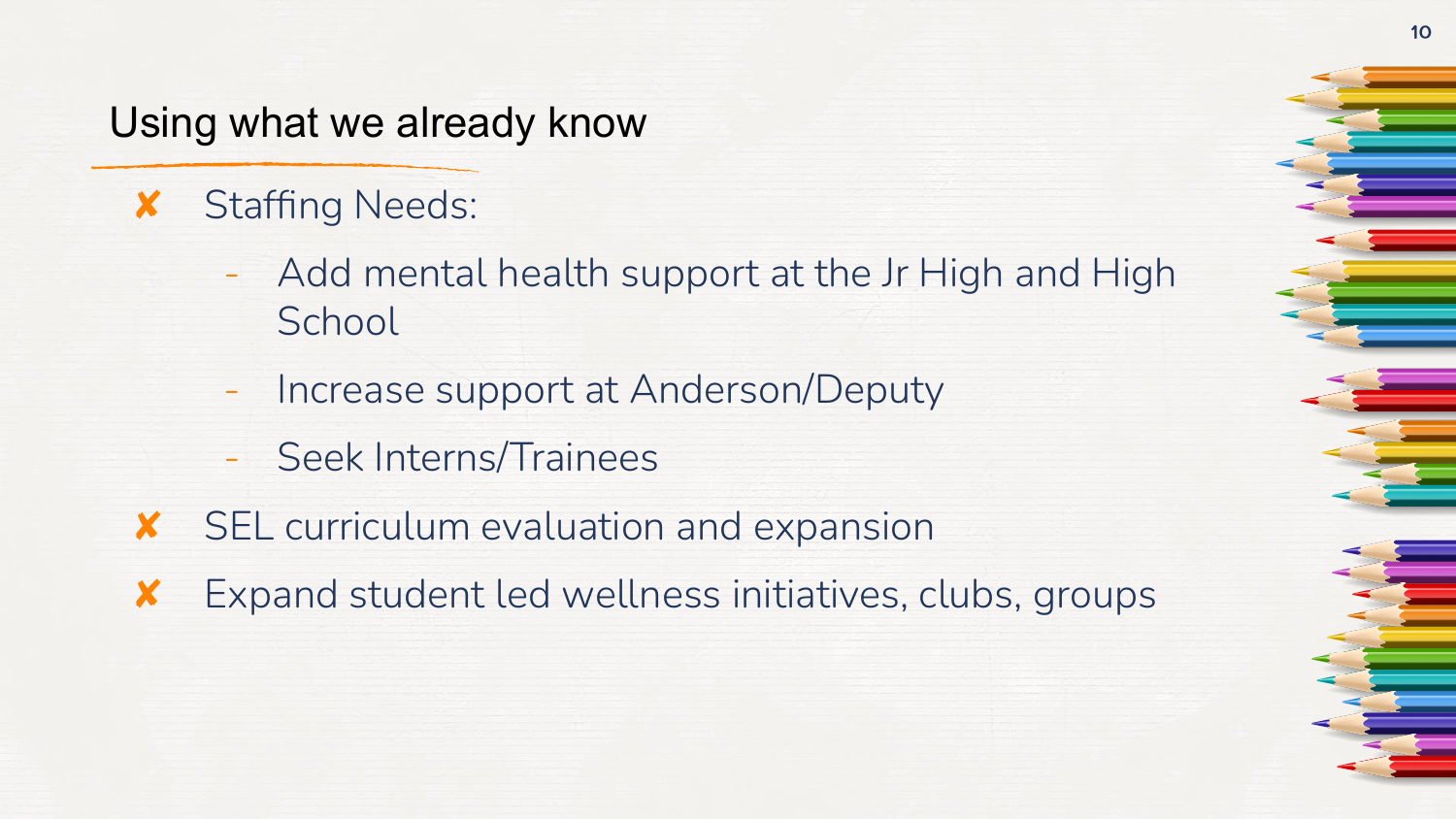## Using what we already know

- ✘ Staffing Needs:
  - Add mental health support at the Jr High and High School
  - Increase support at Anderson/Deputy
  - Seek Interns/Trainees
- ✘ SEL curriculum evaluation and expansion
- ✘ Expand student led wellness initiatives, clubs, groups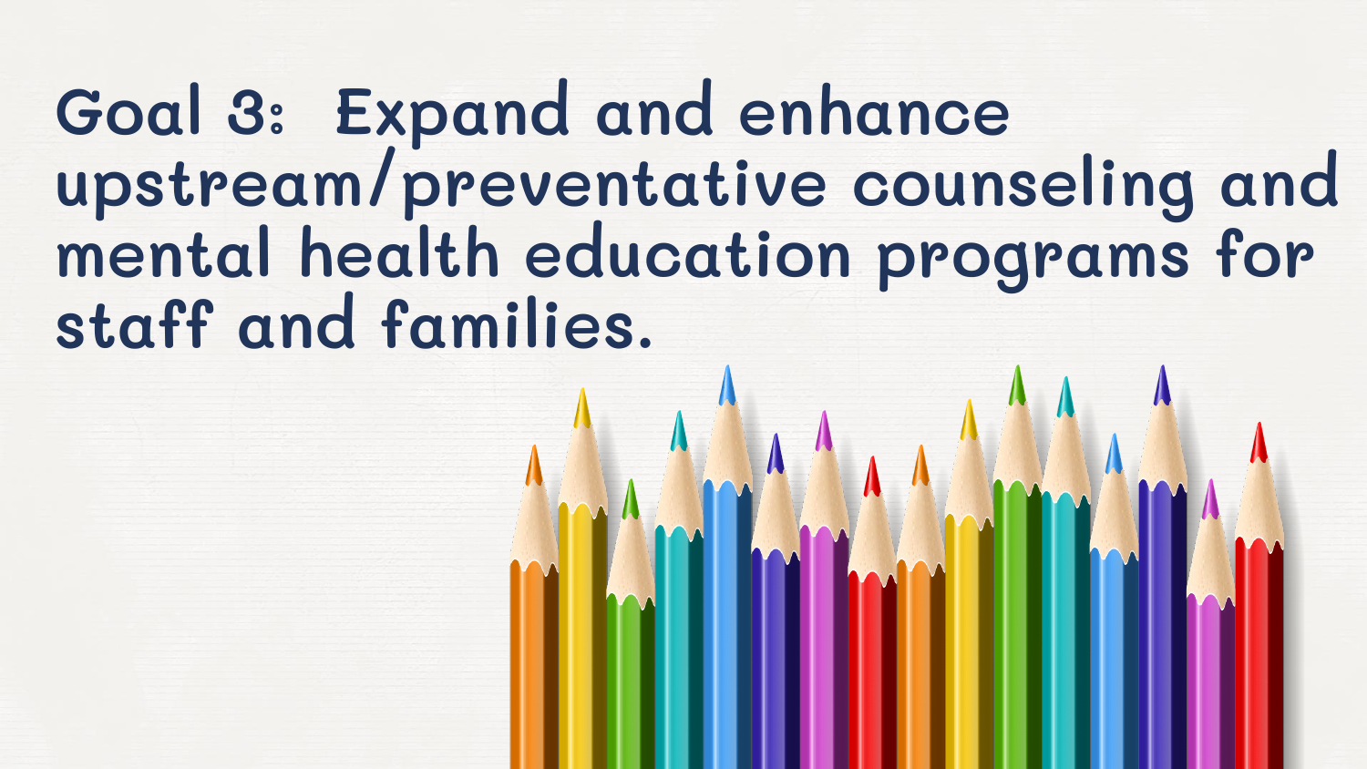# Goal 3: Expand and enhance upstream/preventative counseling and mental health education programs for staff and families.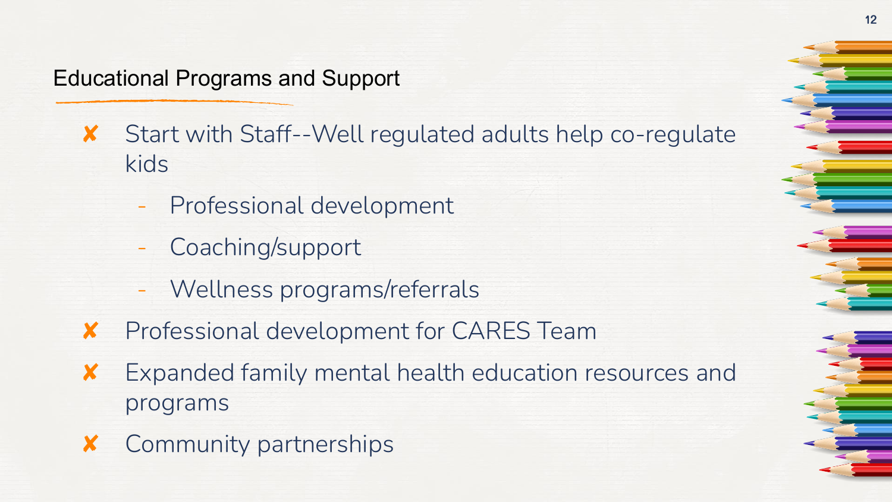## Educational Programs and Support

- Start with Staff--Well regulated adults help co-regulate kids
  - Professional development
  - Coaching/support
  - Wellness programs/referrals
- Professional development for CARES Team
- Expanded family mental health education resources and programs
- Community partnerships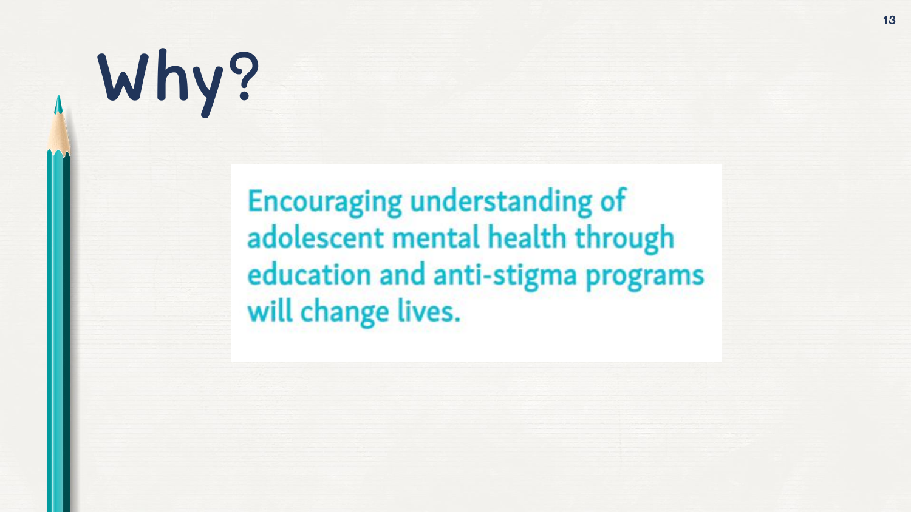# Why?

Encouraging understanding of adolescent mental health through education and anti-stigma programs will change lives.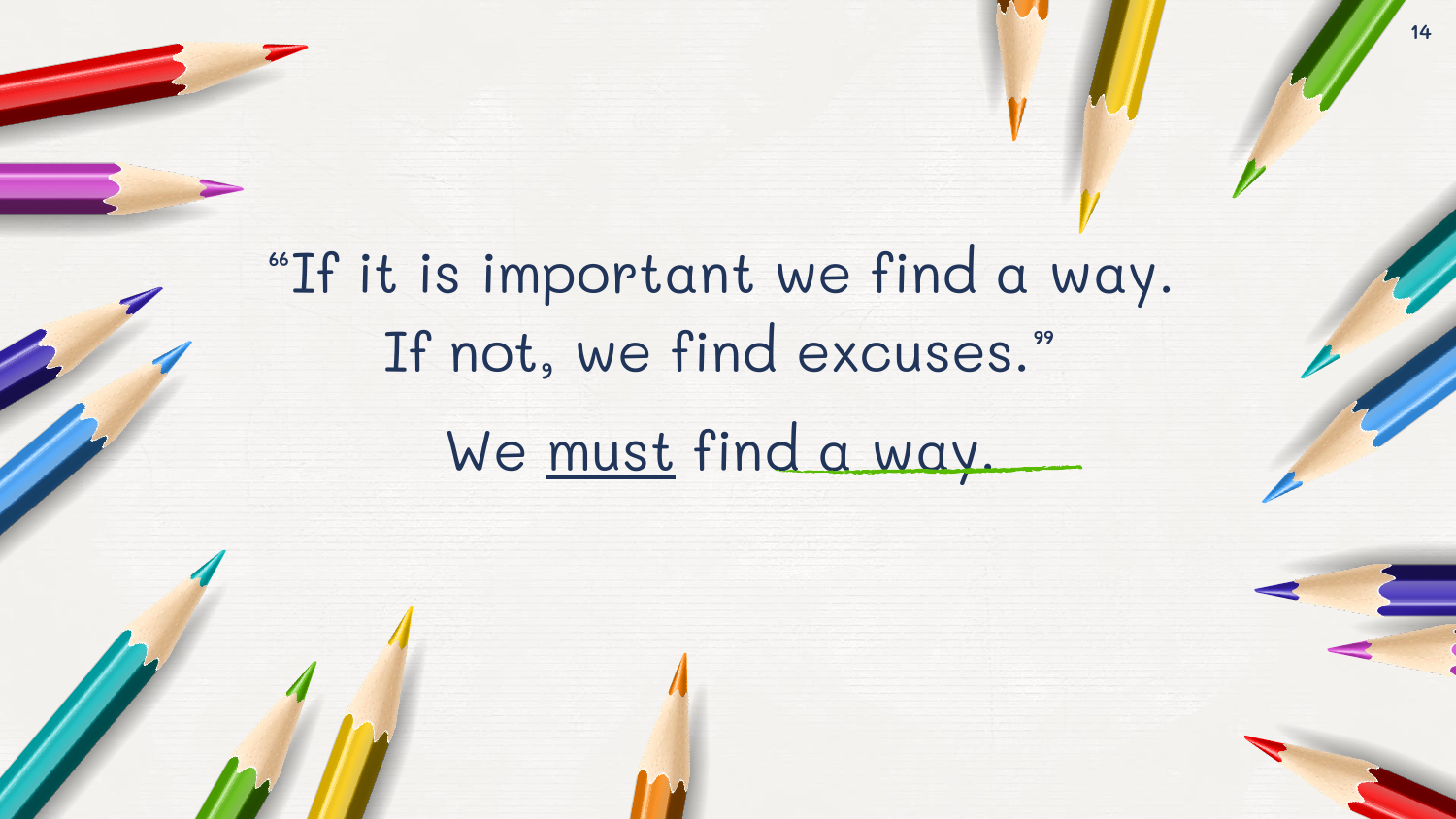"If it is important we find a way.
If not, we find excuses."

We <u>must</u> find a way.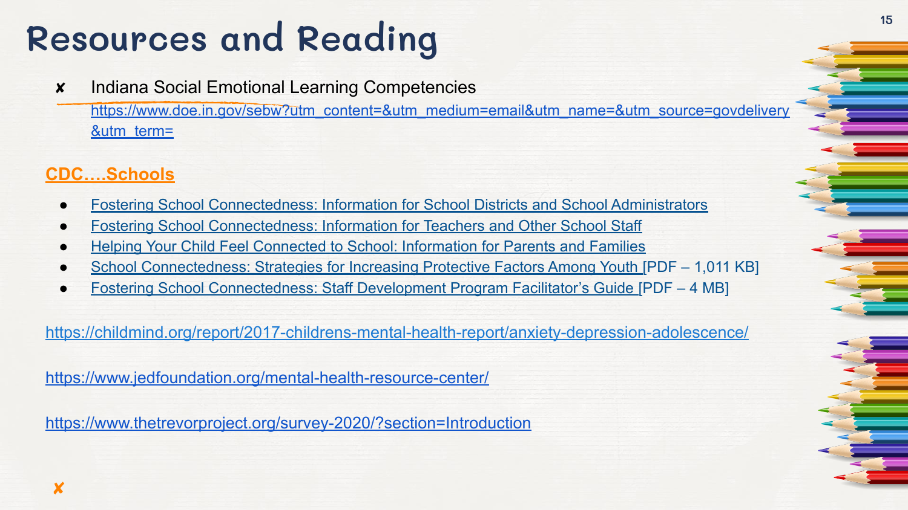# Resources and Reading

- ✘ Indiana Social Emotional Learning Competencies
  https://www.doe.in.gov/sebw?utm_content=&utm_medium=email&utm_name=&utm_source=govdelivery&utm_term=

**CDC….Schools**

- Fostering School Connectedness: Information for School Districts and School Administrators
- Fostering School Connectedness: Information for Teachers and Other School Staff
- Helping Your Child Feel Connected to School: Information for Parents and Families
- School Connectedness: Strategies for Increasing Protective Factors Among Youth [PDF – 1,011 KB]
- Fostering School Connectedness: Staff Development Program Facilitator's Guide [PDF – 4 MB]

https://childmind.org/report/2017-childrens-mental-health-report/anxiety-depression-adolescence/

https://www.jedfoundation.org/mental-health-resource-center/

https://www.thetrevorproject.org/survey-2020/?section=Introduction

✘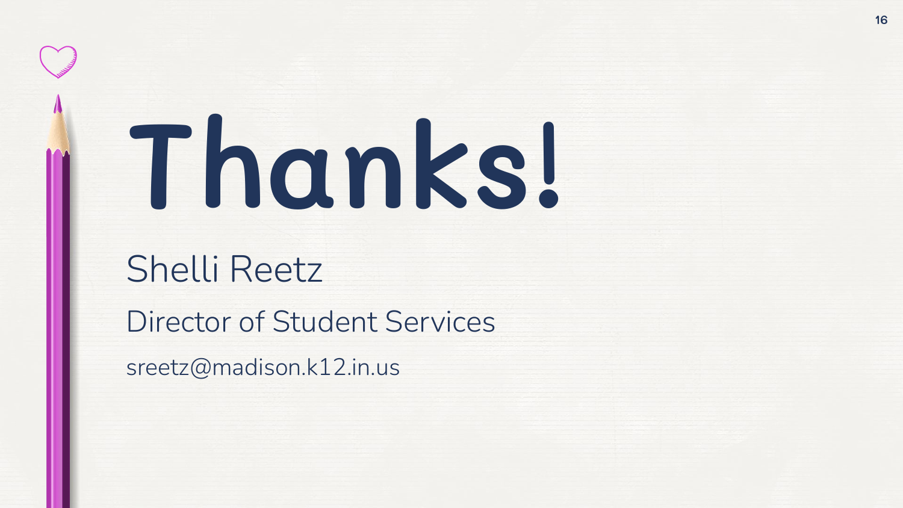# Thanks!

Shelli Reetz

Director of Student Services

sreetz@madison.k12.in.us